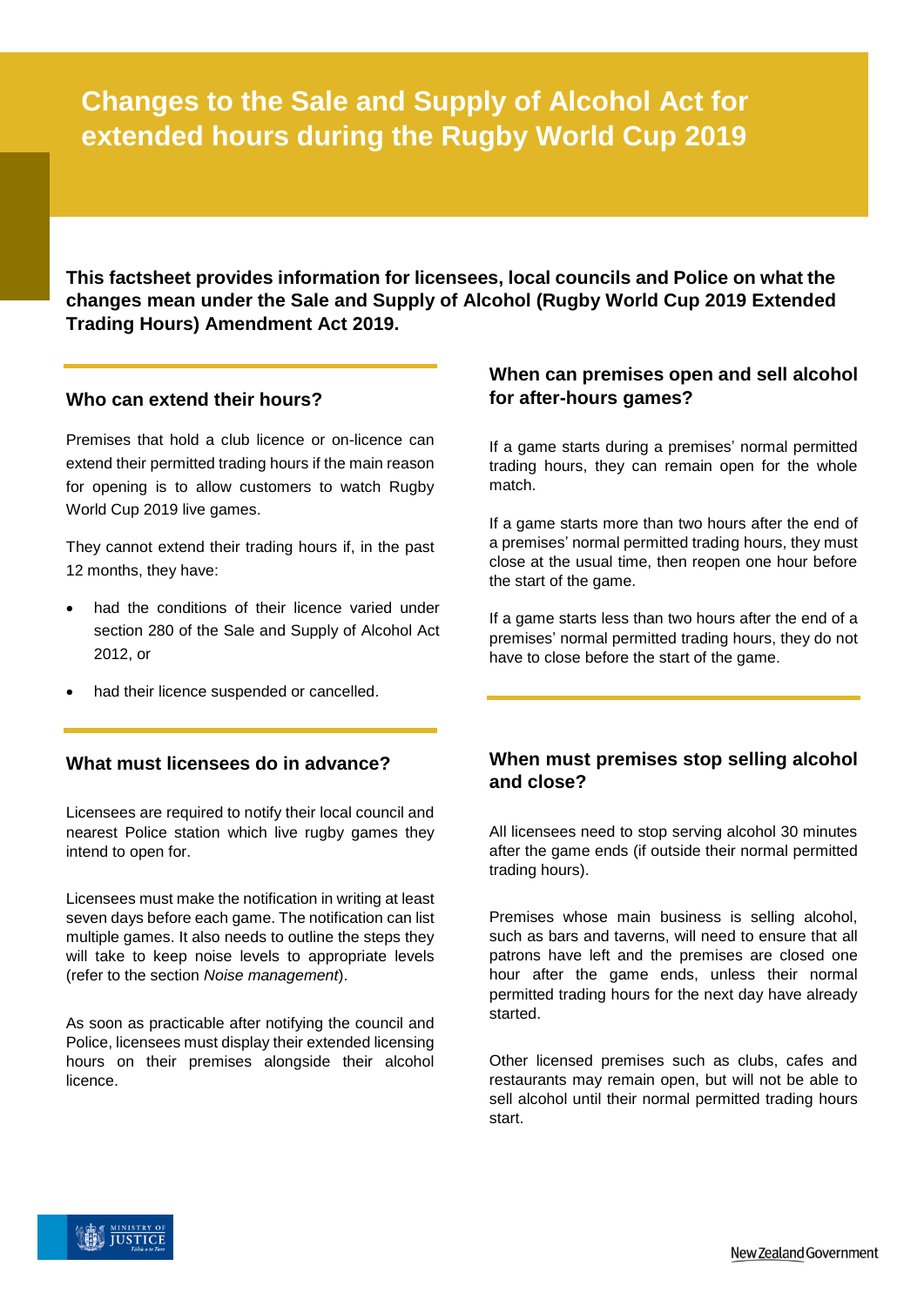# Changes to the Sale and Supply of Alcohol Act for extended hours during the Rugby World Cup 2019

**This factsheet provides information for licensees, local councils and Police on what the changes mean under the Sale and Supply of Alcohol (Rugby World Cup 2019 Extended Trading Hours) Amendment Act 2019.**

## Who can extend their hours?

Premises that hold a club licence or on-licence can extend their permitted trading hours if the main reason for opening is to allow customers to watch Rugby World Cup 2019 live games.

They cannot extend their trading hours if, in the past 12 months, they have:

- had the conditions of their licence varied under section 280 of the Sale and Supply of Alcohol Act 2012, or
- had their licence suspended or cancelled.

## What must licensees do in advance?

Licensees are required to notify their local council and nearest Police station which live rugby games they intend to open for.

Licensees must make the notification in writing at least seven days before each game. The notification can list multiple games. It also needs to outline the steps they will take to keep noise levels to appropriate levels (refer to the section *Noise management*).

As soon as practicable after notifying the council and Police, licensees must display their extended licensing hours on their premises alongside their alcohol licence.

## When can premises open and sell alcohol for after-hours games?

If a game starts during a premises' normal permitted trading hours, they can remain open for the whole match.

If a game starts more than two hours after the end of a premises' normal permitted trading hours, they must close at the usual time, then reopen one hour before the start of the game.

If a game starts less than two hours after the end of a premises' normal permitted trading hours, they do not have to close before the start of the game.

## When must premises stop selling alcohol and close?

All licensees need to stop serving alcohol 30 minutes after the game ends (if outside their normal permitted trading hours).

Premises whose main business is selling alcohol, such as bars and taverns, will need to ensure that all patrons have left and the premises are closed one hour after the game ends, unless their normal permitted trading hours for the next day have already started.

Other licensed premises such as clubs, cafes and restaurants may remain open, but will not be able to sell alcohol until their normal permitted trading hours start.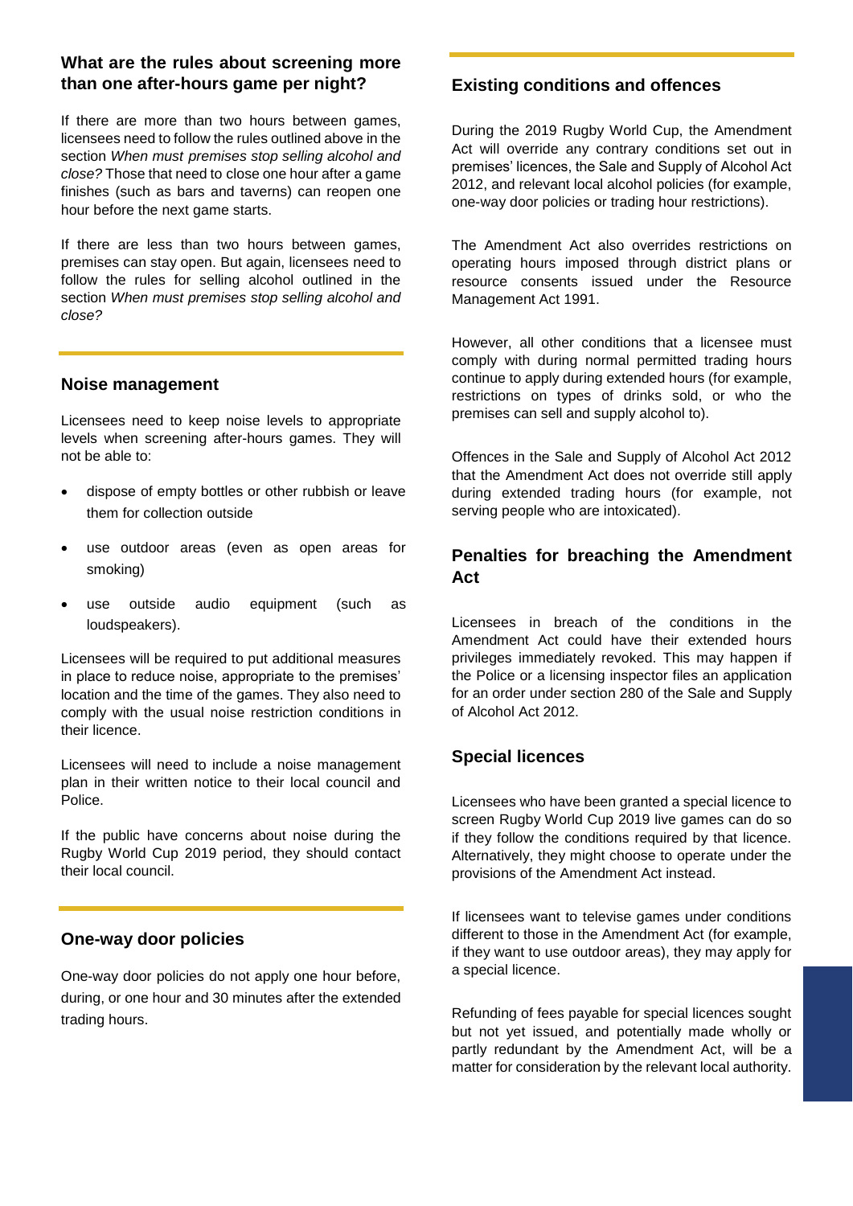## What are the rules about screening more than one after-hours game per night?

If there are more than two hours between games, licensees need to follow the rules outlined above in the section *When must premises stop selling alcohol and close?* Those that need to close one hour after a game finishes (such as bars and taverns) can reopen one hour before the next game starts.

If there are less than two hours between games, premises can stay open. But again, licensees need to follow the rules for selling alcohol outlined in the section *When must premises stop selling alcohol and close?*

## Noise management

Licensees need to keep noise levels to appropriate levels when screening after-hours games. They will not be able to:

- dispose of empty bottles or other rubbish or leave them for collection outside
- use outdoor areas (even as open areas for smoking)
- use outside audio equipment (such as loudspeakers).

Licensees will be required to put additional measures in place to reduce noise, appropriate to the premises' location and the time of the games. They also need to comply with the usual noise restriction conditions in their licence.

Licensees will need to include a noise management plan in their written notice to their local council and Police.

If the public have concerns about noise during the Rugby World Cup 2019 period, they should contact their local council.

## One-way door policies

One-way door policies do not apply one hour before, during, or one hour and 30 minutes after the extended trading hours.

## Existing conditions and offences

During the 2019 Rugby World Cup, the Amendment Act will override any contrary conditions set out in premises' licences, the Sale and Supply of Alcohol Act 2012, and relevant local alcohol policies (for example, one-way door policies or trading hour restrictions).

The Amendment Act also overrides restrictions on operating hours imposed through district plans or resource consents issued under the Resource Management Act 1991.

However, all other conditions that a licensee must comply with during normal permitted trading hours continue to apply during extended hours (for example, restrictions on types of drinks sold, or who the premises can sell and supply alcohol to).

Offences in the Sale and Supply of Alcohol Act 2012 that the Amendment Act does not override still apply during extended trading hours (for example, not serving people who are intoxicated).

## Penalties for breaching the Amendment Act

Licensees in breach of the conditions in the Amendment Act could have their extended hours privileges immediately revoked. This may happen if the Police or a licensing inspector files an application for an order under section 280 of the Sale and Supply of Alcohol Act 2012.

## Special licences

Licensees who have been granted a special licence to screen Rugby World Cup 2019 live games can do so if they follow the conditions required by that licence. Alternatively, they might choose to operate under the provisions of the Amendment Act instead.

If licensees want to televise games under conditions different to those in the Amendment Act (for example, if they want to use outdoor areas), they may apply for a special licence.

Refunding of fees payable for special licences sought but not yet issued, and potentially made wholly or partly redundant by the Amendment Act, will be a matter for consideration by the relevant local authority.